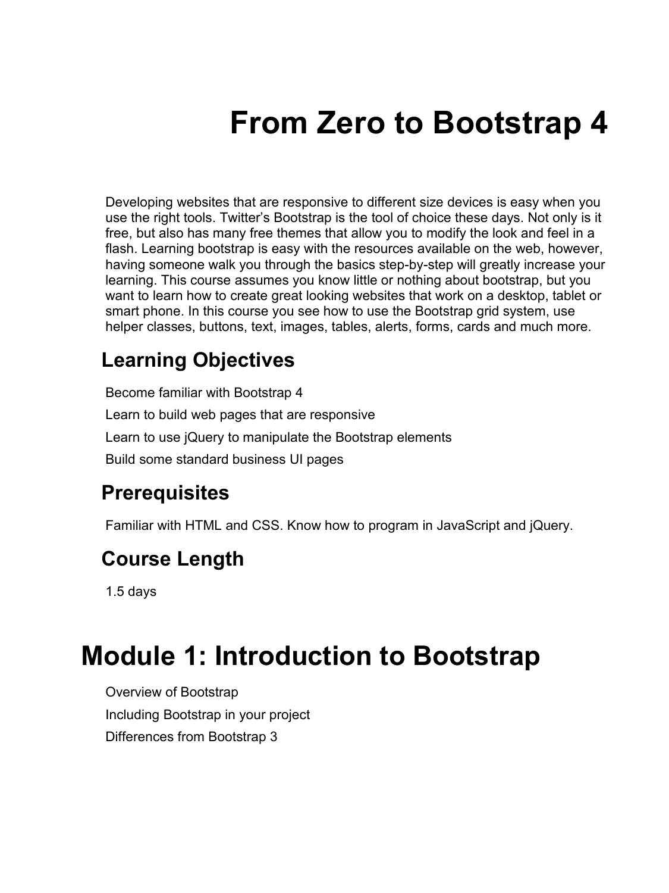# From Zero to Bootstrap 4

Developing websites that are responsive to different size devices is easy when you use the right tools. Twitter's Bootstrap is the tool of choice these days. Not only is it free, but also has many free themes that allow you to modify the look and feel in a flash. Learning bootstrap is easy with the resources available on the web, however, having someone walk you through the basics step-by-step will greatly increase your learning. This course assumes you know little or nothing about bootstrap, but you want to learn how to create great looking websites that work on a desktop, tablet or smart phone. In this course you see how to use the Bootstrap grid system, use helper classes, buttons, text, images, tables, alerts, forms, cards and much more.

## Learning Objectives

Become familiar with Bootstrap 4

Learn to build web pages that are responsive

Learn to use jQuery to manipulate the Bootstrap elements

Build some standard business UI pages

## Prerequisites

Familiar with HTML and CSS. Know how to program in JavaScript and jQuery.

## Course Length

1.5 days

# Module 1: Introduction to Bootstrap

Overview of Bootstrap

Including Bootstrap in your project

Differences from Bootstrap 3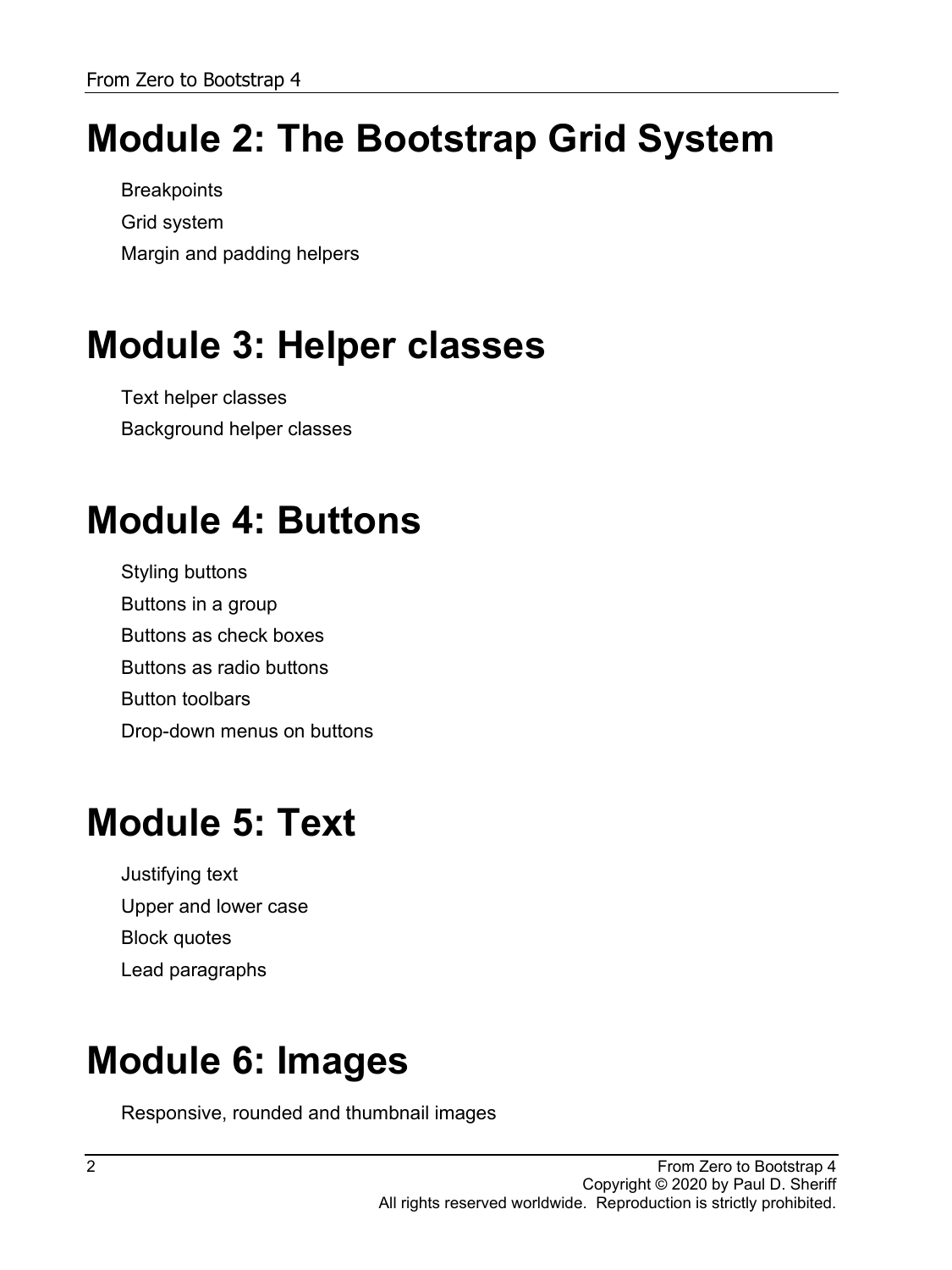# Module 2: The Bootstrap Grid System

Breakpoints

Grid system

Margin and padding helpers

# Module 3: Helper classes

Text helper classes

Background helper classes

# Module 4: Buttons

Styling buttons

Buttons in a group

Buttons as check boxes

Buttons as radio buttons

Button toolbars

Drop-down menus on buttons

# Module 5: Text

Justifying text

Upper and lower case

Block quotes

Lead paragraphs

# Module 6: Images

Responsive, rounded and thumbnail images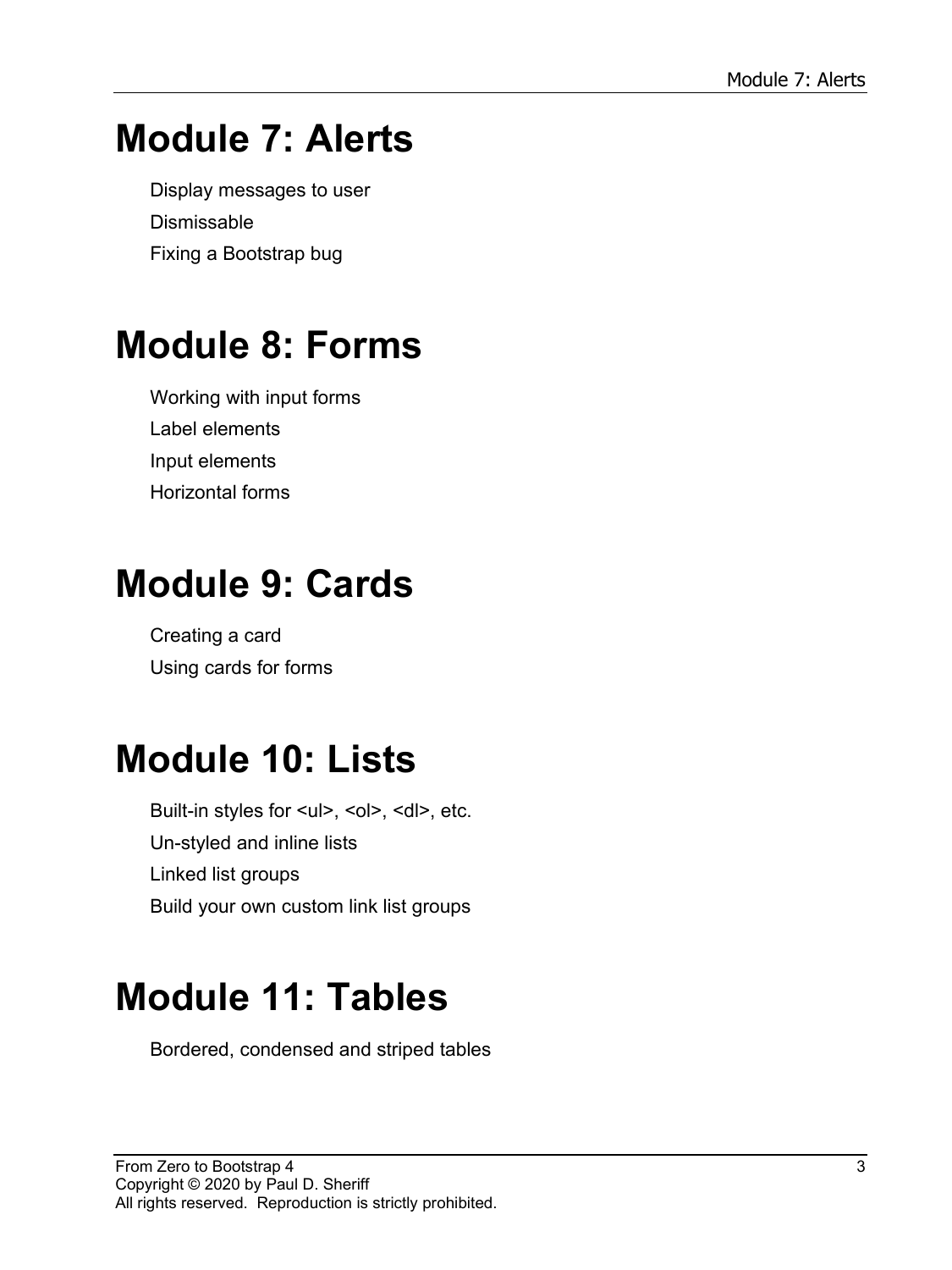# Module 7: Alerts

Display messages to user

Dismissable

Fixing a Bootstrap bug

# Module 8: Forms

Working with input forms

Label elements

Input elements

Horizontal forms

# Module 9: Cards

Creating a card

Using cards for forms

# Module 10: Lists

Built-in styles for <ul>, <ol>, <dl>, etc.

Un-styled and inline lists

Linked list groups

Build your own custom link list groups

# Module 11: Tables

Bordered, condensed and striped tables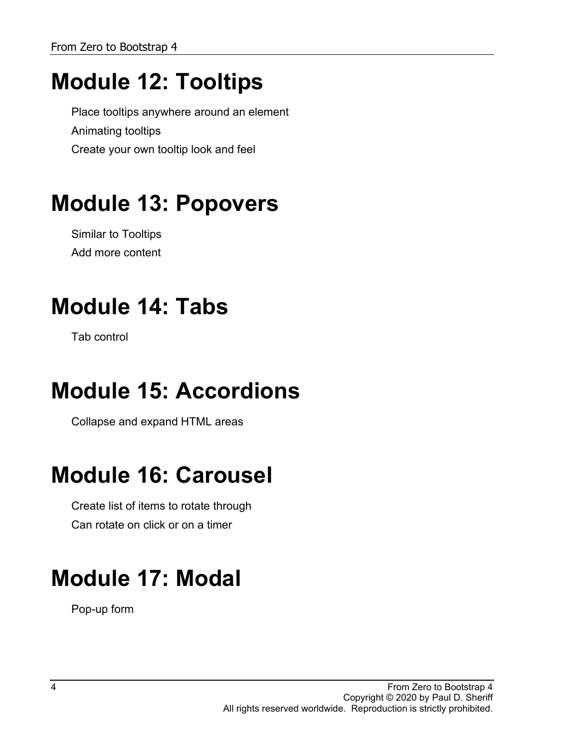# Module 12: Tooltips

Place tooltips anywhere around an element

Animating tooltips

Create your own tooltip look and feel

# Module 13: Popovers

Similar to Tooltips

Add more content

# Module 14: Tabs

Tab control

# Module 15: Accordions

Collapse and expand HTML areas

# Module 16: Carousel

Create list of items to rotate through

Can rotate on click or on a timer

# Module 17: Modal

Pop-up form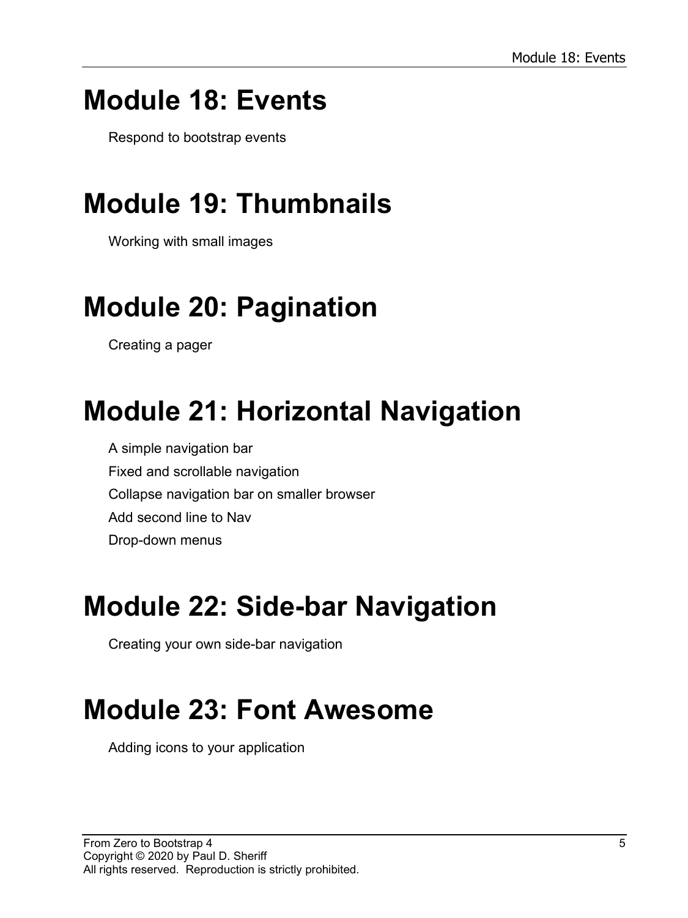# Module 18: Events

Respond to bootstrap events

# Module 19: Thumbnails

Working with small images

# Module 20: Pagination

Creating a pager

# Module 21: Horizontal Navigation

A simple navigation bar

Fixed and scrollable navigation

Collapse navigation bar on smaller browser

Add second line to Nav

Drop-down menus

# Module 22: Side-bar Navigation

Creating your own side-bar navigation

# Module 23: Font Awesome

Adding icons to your application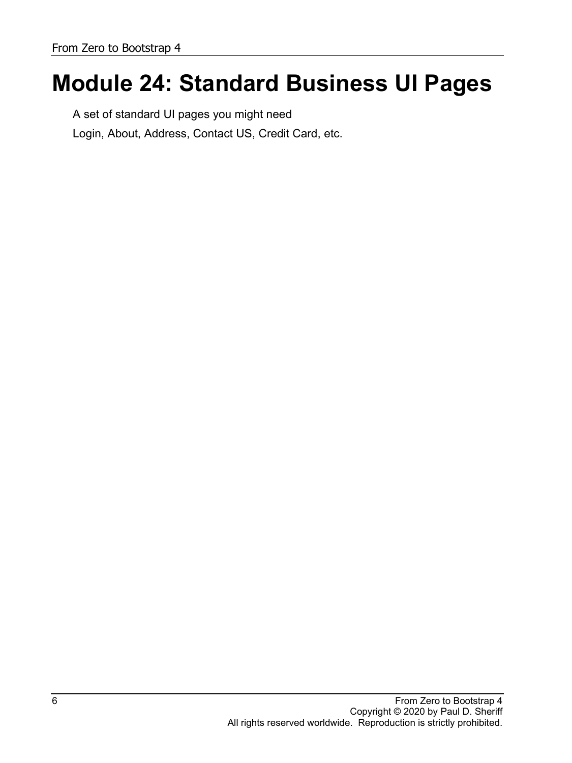# Module 24: Standard Business UI Pages

A set of standard UI pages you might need

Login, About, Address, Contact US, Credit Card, etc.